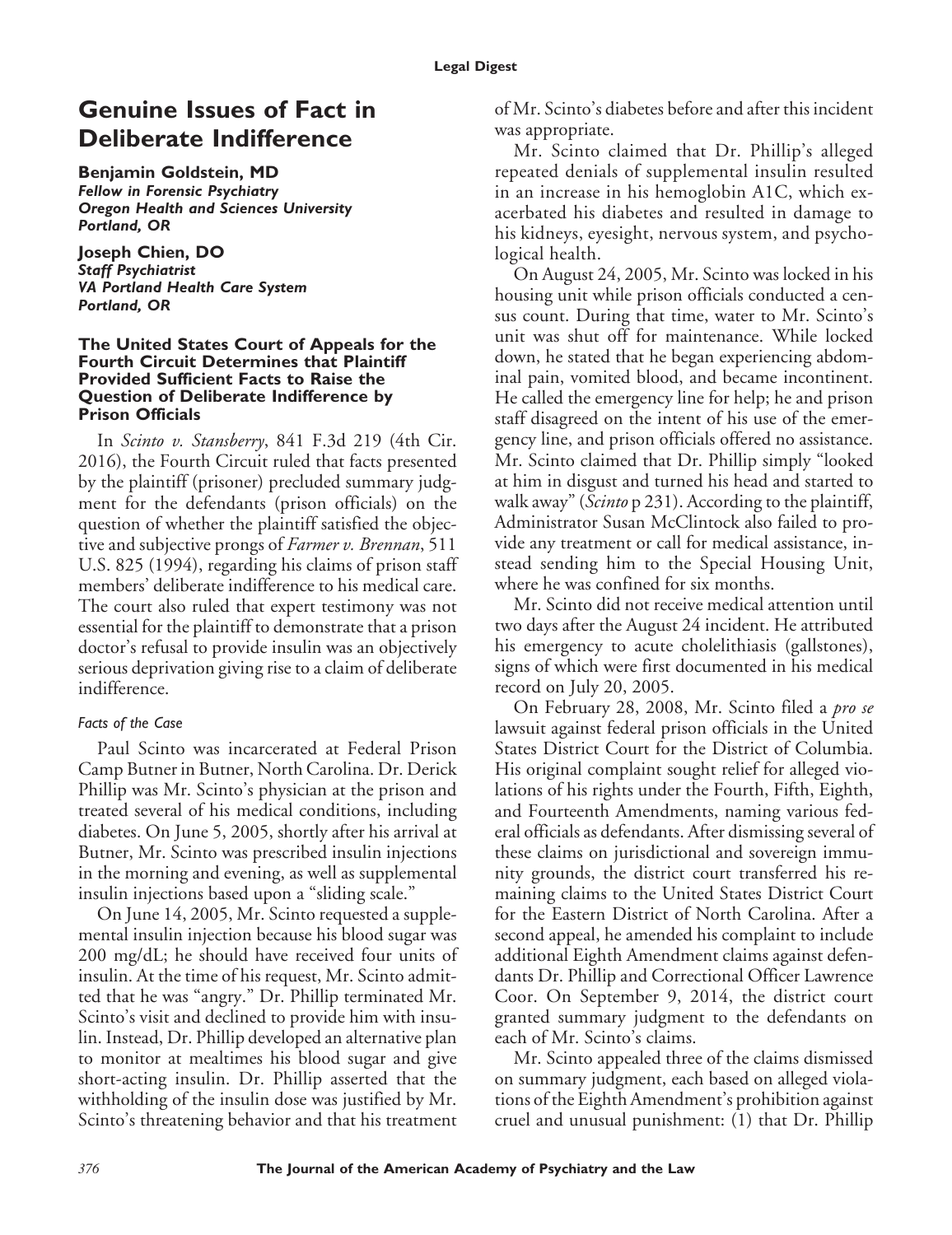# Genuine Issues of Fact in Deliberate Indifference

**Benjamin Goldstein, MD**
*Fellow in Forensic Psychiatry*
*Oregon Health and Sciences University*
*Portland, OR*

**Joseph Chien, DO**
*Staff Psychiatrist*
*VA Portland Health Care System*
*Portland, OR*

### The United States Court of Appeals for the Fourth Circuit Determines that Plaintiff Provided Sufficient Facts to Raise the Question of Deliberate Indifference by Prison Officials

In *Scinto v. Stansberry*, 841 F.3d 219 (4th Cir. 2016), the Fourth Circuit ruled that facts presented by the plaintiff (prisoner) precluded summary judgment for the defendants (prison officials) on the question of whether the plaintiff satisfied the objective and subjective prongs of *Farmer v. Brennan*, 511 U.S. 825 (1994), regarding his claims of prison staff members' deliberate indifference to his medical care. The court also ruled that expert testimony was not essential for the plaintiff to demonstrate that a prison doctor's refusal to provide insulin was an objectively serious deprivation giving rise to a claim of deliberate indifference.

#### *Facts of the Case*

Paul Scinto was incarcerated at Federal Prison Camp Butner in Butner, North Carolina. Dr. Derick Phillip was Mr. Scinto's physician at the prison and treated several of his medical conditions, including diabetes. On June 5, 2005, shortly after his arrival at Butner, Mr. Scinto was prescribed insulin injections in the morning and evening, as well as supplemental insulin injections based upon a "sliding scale."

On June 14, 2005, Mr. Scinto requested a supplemental insulin injection because his blood sugar was 200 mg/dL; he should have received four units of insulin. At the time of his request, Mr. Scinto admitted that he was "angry." Dr. Phillip terminated Mr. Scinto's visit and declined to provide him with insulin. Instead, Dr. Phillip developed an alternative plan to monitor at mealtimes his blood sugar and give short-acting insulin. Dr. Phillip asserted that the withholding of the insulin dose was justified by Mr. Scinto's threatening behavior and that his treatment of Mr. Scinto's diabetes before and after this incident was appropriate.

Mr. Scinto claimed that Dr. Phillip's alleged repeated denials of supplemental insulin resulted in an increase in his hemoglobin A1C, which exacerbated his diabetes and resulted in damage to his kidneys, eyesight, nervous system, and psychological health.

On August 24, 2005, Mr. Scinto was locked in his housing unit while prison officials conducted a census count. During that time, water to Mr. Scinto's unit was shut off for maintenance. While locked down, he stated that he began experiencing abdominal pain, vomited blood, and became incontinent. He called the emergency line for help; he and prison staff disagreed on the intent of his use of the emergency line, and prison officials offered no assistance. Mr. Scinto claimed that Dr. Phillip simply "looked at him in disgust and turned his head and started to walk away" (*Scinto* p 231). According to the plaintiff, Administrator Susan McClintock also failed to provide any treatment or call for medical assistance, instead sending him to the Special Housing Unit, where he was confined for six months.

Mr. Scinto did not receive medical attention until two days after the August 24 incident. He attributed his emergency to acute cholelithiasis (gallstones), signs of which were first documented in his medical record on July 20, 2005.

On February 28, 2008, Mr. Scinto filed a *pro se* lawsuit against federal prison officials in the United States District Court for the District of Columbia. His original complaint sought relief for alleged violations of his rights under the Fourth, Fifth, Eighth, and Fourteenth Amendments, naming various federal officials as defendants. After dismissing several of these claims on jurisdictional and sovereign immunity grounds, the district court transferred his remaining claims to the United States District Court for the Eastern District of North Carolina. After a second appeal, he amended his complaint to include additional Eighth Amendment claims against defendants Dr. Phillip and Correctional Officer Lawrence Coor. On September 9, 2014, the district court granted summary judgment to the defendants on each of Mr. Scinto's claims.

Mr. Scinto appealed three of the claims dismissed on summary judgment, each based on alleged violations of the Eighth Amendment's prohibition against cruel and unusual punishment: (1) that Dr. Phillip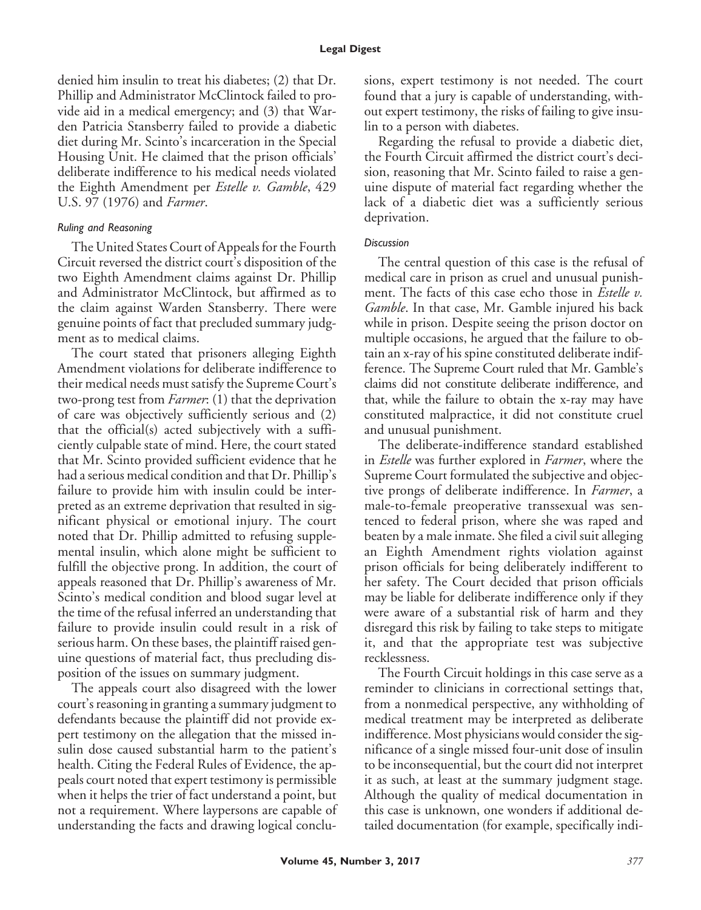denied him insulin to treat his diabetes; (2) that Dr. Phillip and Administrator McClintock failed to provide aid in a medical emergency; and (3) that Warden Patricia Stansberry failed to provide a diabetic diet during Mr. Scinto's incarceration in the Special Housing Unit. He claimed that the prison officials' deliberate indifference to his medical needs violated the Eighth Amendment per *Estelle v. Gamble*, 429 U.S. 97 (1976) and *Farmer*.

### *Ruling and Reasoning*

The United States Court of Appeals for the Fourth Circuit reversed the district court's disposition of the two Eighth Amendment claims against Dr. Phillip and Administrator McClintock, but affirmed as to the claim against Warden Stansberry. There were genuine points of fact that precluded summary judgment as to medical claims.

The court stated that prisoners alleging Eighth Amendment violations for deliberate indifference to their medical needs must satisfy the Supreme Court's two-prong test from *Farmer*: (1) that the deprivation of care was objectively sufficiently serious and (2) that the official(s) acted subjectively with a sufficiently culpable state of mind. Here, the court stated that Mr. Scinto provided sufficient evidence that he had a serious medical condition and that Dr. Phillip's failure to provide him with insulin could be interpreted as an extreme deprivation that resulted in significant physical or emotional injury. The court noted that Dr. Phillip admitted to refusing supplemental insulin, which alone might be sufficient to fulfill the objective prong. In addition, the court of appeals reasoned that Dr. Phillip's awareness of Mr. Scinto's medical condition and blood sugar level at the time of the refusal inferred an understanding that failure to provide insulin could result in a risk of serious harm. On these bases, the plaintiff raised genuine questions of material fact, thus precluding disposition of the issues on summary judgment.

The appeals court also disagreed with the lower court's reasoning in granting a summary judgment to defendants because the plaintiff did not provide expert testimony on the allegation that the missed insulin dose caused substantial harm to the patient's health. Citing the Federal Rules of Evidence, the appeals court noted that expert testimony is permissible when it helps the trier of fact understand a point, but not a requirement. Where laypersons are capable of understanding the facts and drawing logical conclusions, expert testimony is not needed. The court found that a jury is capable of understanding, without expert testimony, the risks of failing to give insulin to a person with diabetes.

Regarding the refusal to provide a diabetic diet, the Fourth Circuit affirmed the district court's decision, reasoning that Mr. Scinto failed to raise a genuine dispute of material fact regarding whether the lack of a diabetic diet was a sufficiently serious deprivation.

### *Discussion*

The central question of this case is the refusal of medical care in prison as cruel and unusual punishment. The facts of this case echo those in *Estelle v. Gamble*. In that case, Mr. Gamble injured his back while in prison. Despite seeing the prison doctor on multiple occasions, he argued that the failure to obtain an x-ray of his spine constituted deliberate indifference. The Supreme Court ruled that Mr. Gamble's claims did not constitute deliberate indifference, and that, while the failure to obtain the x-ray may have constituted malpractice, it did not constitute cruel and unusual punishment.

The deliberate-indifference standard established in *Estelle* was further explored in *Farmer*, where the Supreme Court formulated the subjective and objective prongs of deliberate indifference. In *Farmer*, a male-to-female preoperative transsexual was sentenced to federal prison, where she was raped and beaten by a male inmate. She filed a civil suit alleging an Eighth Amendment rights violation against prison officials for being deliberately indifferent to her safety. The Court decided that prison officials may be liable for deliberate indifference only if they were aware of a substantial risk of harm and they disregard this risk by failing to take steps to mitigate it, and that the appropriate test was subjective recklessness.

The Fourth Circuit holdings in this case serve as a reminder to clinicians in correctional settings that, from a nonmedical perspective, any withholding of medical treatment may be interpreted as deliberate indifference. Most physicians would consider the significance of a single missed four-unit dose of insulin to be inconsequential, but the court did not interpret it as such, at least at the summary judgment stage. Although the quality of medical documentation in this case is unknown, one wonders if additional detailed documentation (for example, specifically indi-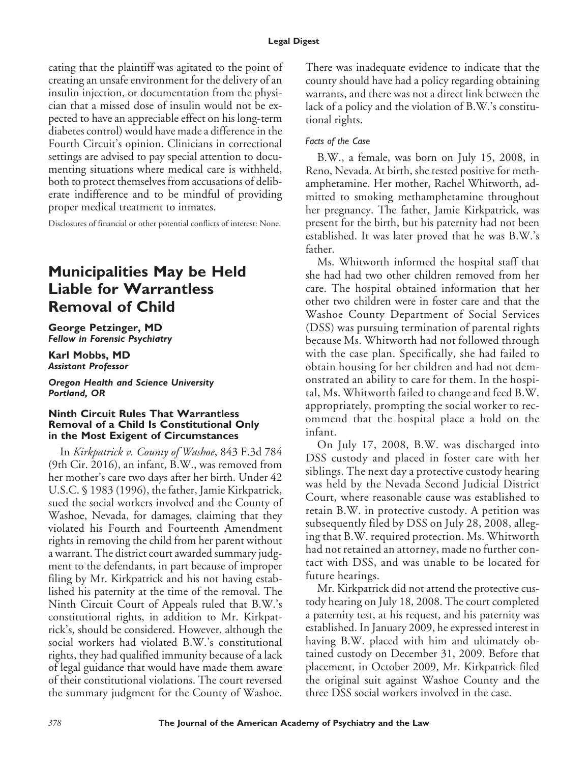cating that the plaintiff was agitated to the point of creating an unsafe environment for the delivery of an insulin injection, or documentation from the physician that a missed dose of insulin would not be expected to have an appreciable effect on his long-term diabetes control) would have made a difference in the Fourth Circuit's opinion. Clinicians in correctional settings are advised to pay special attention to documenting situations where medical care is withheld, both to protect themselves from accusations of deliberate indifference and to be mindful of providing proper medical treatment to inmates.

Disclosures of financial or other potential conflicts of interest: None.

# Municipalities May be Held Liable for Warrantless Removal of Child

**George Petzinger, MD**
***Fellow in Forensic Psychiatry***

**Karl Mobbs, MD**
***Assistant Professor***

***Oregon Health and Science University***
***Portland, OR***

### Ninth Circuit Rules That Warrantless Removal of a Child Is Constitutional Only in the Most Exigent of Circumstances

In *Kirkpatrick v. County of Washoe*, 843 F.3d 784 (9th Cir. 2016), an infant, B.W., was removed from her mother's care two days after her birth. Under 42 U.S.C. § 1983 (1996), the father, Jamie Kirkpatrick, sued the social workers involved and the County of Washoe, Nevada, for damages, claiming that they violated his Fourth and Fourteenth Amendment rights in removing the child from her parent without a warrant. The district court awarded summary judgment to the defendants, in part because of improper filing by Mr. Kirkpatrick and his not having established his paternity at the time of the removal. The Ninth Circuit Court of Appeals ruled that B.W.'s constitutional rights, in addition to Mr. Kirkpatrick's, should be considered. However, although the social workers had violated B.W.'s constitutional rights, they had qualified immunity because of a lack of legal guidance that would have made them aware of their constitutional violations. The court reversed the summary judgment for the County of Washoe. There was inadequate evidence to indicate that the county should have had a policy regarding obtaining warrants, and there was not a direct link between the lack of a policy and the violation of B.W.'s constitutional rights.

#### *Facts of the Case*

B.W., a female, was born on July 15, 2008, in Reno, Nevada. At birth, she tested positive for methamphetamine. Her mother, Rachel Whitworth, admitted to smoking methamphetamine throughout her pregnancy. The father, Jamie Kirkpatrick, was present for the birth, but his paternity had not been established. It was later proved that he was B.W.'s father.

Ms. Whitworth informed the hospital staff that she had had two other children removed from her care. The hospital obtained information that her other two children were in foster care and that the Washoe County Department of Social Services (DSS) was pursuing termination of parental rights because Ms. Whitworth had not followed through with the case plan. Specifically, she had failed to obtain housing for her children and had not demonstrated an ability to care for them. In the hospital, Ms. Whitworth failed to change and feed B.W. appropriately, prompting the social worker to recommend that the hospital place a hold on the infant.

On July 17, 2008, B.W. was discharged into DSS custody and placed in foster care with her siblings. The next day a protective custody hearing was held by the Nevada Second Judicial District Court, where reasonable cause was established to retain B.W. in protective custody. A petition was subsequently filed by DSS on July 28, 2008, alleging that B.W. required protection. Ms. Whitworth had not retained an attorney, made no further contact with DSS, and was unable to be located for future hearings.

Mr. Kirkpatrick did not attend the protective custody hearing on July 18, 2008. The court completed a paternity test, at his request, and his paternity was established. In January 2009, he expressed interest in having B.W. placed with him and ultimately obtained custody on December 31, 2009. Before that placement, in October 2009, Mr. Kirkpatrick filed the original suit against Washoe County and the three DSS social workers involved in the case.